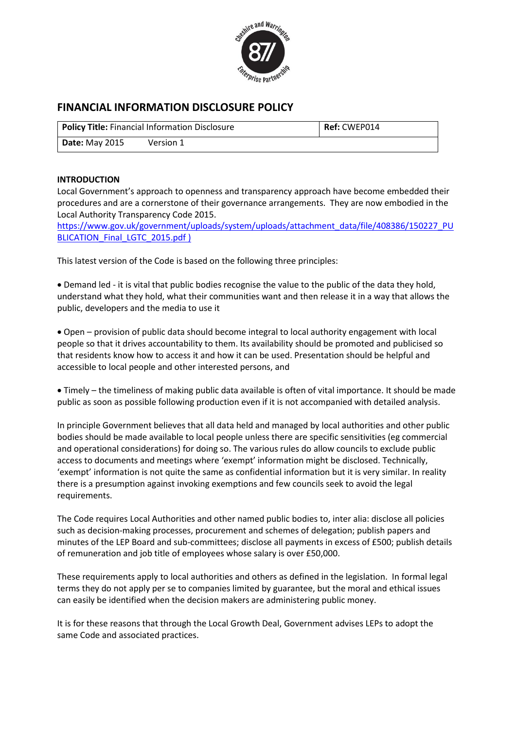# FINANCIAL INFORMATION DISCLOSURE POLICY

| **Policy Title:** Financial Information Disclosure | **Ref:** CWEP014 |
|---|---|
| **Date:** May 2015 Version 1 | |

## INTRODUCTION

Local Government's approach to openness and transparency approach have become embedded their procedures and are a cornerstone of their governance arrangements. They are now embodied in the Local Authority Transparency Code 2015.
https://www.gov.uk/government/uploads/system/uploads/attachment_data/file/408386/150227_PUBLICATION_Final_LGTC_2015.pdf )

This latest version of the Code is based on the following three principles:

- Demand led - it is vital that public bodies recognise the value to the public of the data they hold, understand what they hold, what their communities want and then release it in a way that allows the public, developers and the media to use it

- Open – provision of public data should become integral to local authority engagement with local people so that it drives accountability to them. Its availability should be promoted and publicised so that residents know how to access it and how it can be used. Presentation should be helpful and accessible to local people and other interested persons, and

- Timely – the timeliness of making public data available is often of vital importance. It should be made public as soon as possible following production even if it is not accompanied with detailed analysis.

In principle Government believes that all data held and managed by local authorities and other public bodies should be made available to local people unless there are specific sensitivities (eg commercial and operational considerations) for doing so. The various rules do allow councils to exclude public access to documents and meetings where 'exempt' information might be disclosed. Technically, 'exempt' information is not quite the same as confidential information but it is very similar. In reality there is a presumption against invoking exemptions and few councils seek to avoid the legal requirements.

The Code requires Local Authorities and other named public bodies to, inter alia: disclose all policies such as decision-making processes, procurement and schemes of delegation; publish papers and minutes of the LEP Board and sub-committees; disclose all payments in excess of £500; publish details of remuneration and job title of employees whose salary is over £50,000.

These requirements apply to local authorities and others as defined in the legislation. In formal legal terms they do not apply per se to companies limited by guarantee, but the moral and ethical issues can easily be identified when the decision makers are administering public money.

It is for these reasons that through the Local Growth Deal, Government advises LEPs to adopt the same Code and associated practices.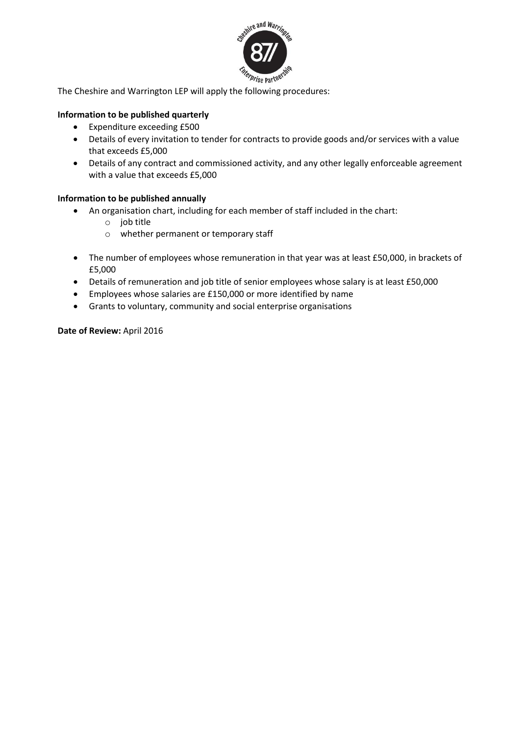The Cheshire and Warrington LEP will apply the following procedures:

**Information to be published quarterly**

- Expenditure exceeding £500
- Details of every invitation to tender for contracts to provide goods and/or services with a value that exceeds £5,000
- Details of any contract and commissioned activity, and any other legally enforceable agreement with a value that exceeds £5,000

**Information to be published annually**

- An organisation chart, including for each member of staff included in the chart:
    - job title
    - whether permanent or temporary staff
- The number of employees whose remuneration in that year was at least £50,000, in brackets of £5,000
- Details of remuneration and job title of senior employees whose salary is at least £50,000
- Employees whose salaries are £150,000 or more identified by name
- Grants to voluntary, community and social enterprise organisations

**Date of Review:** April 2016